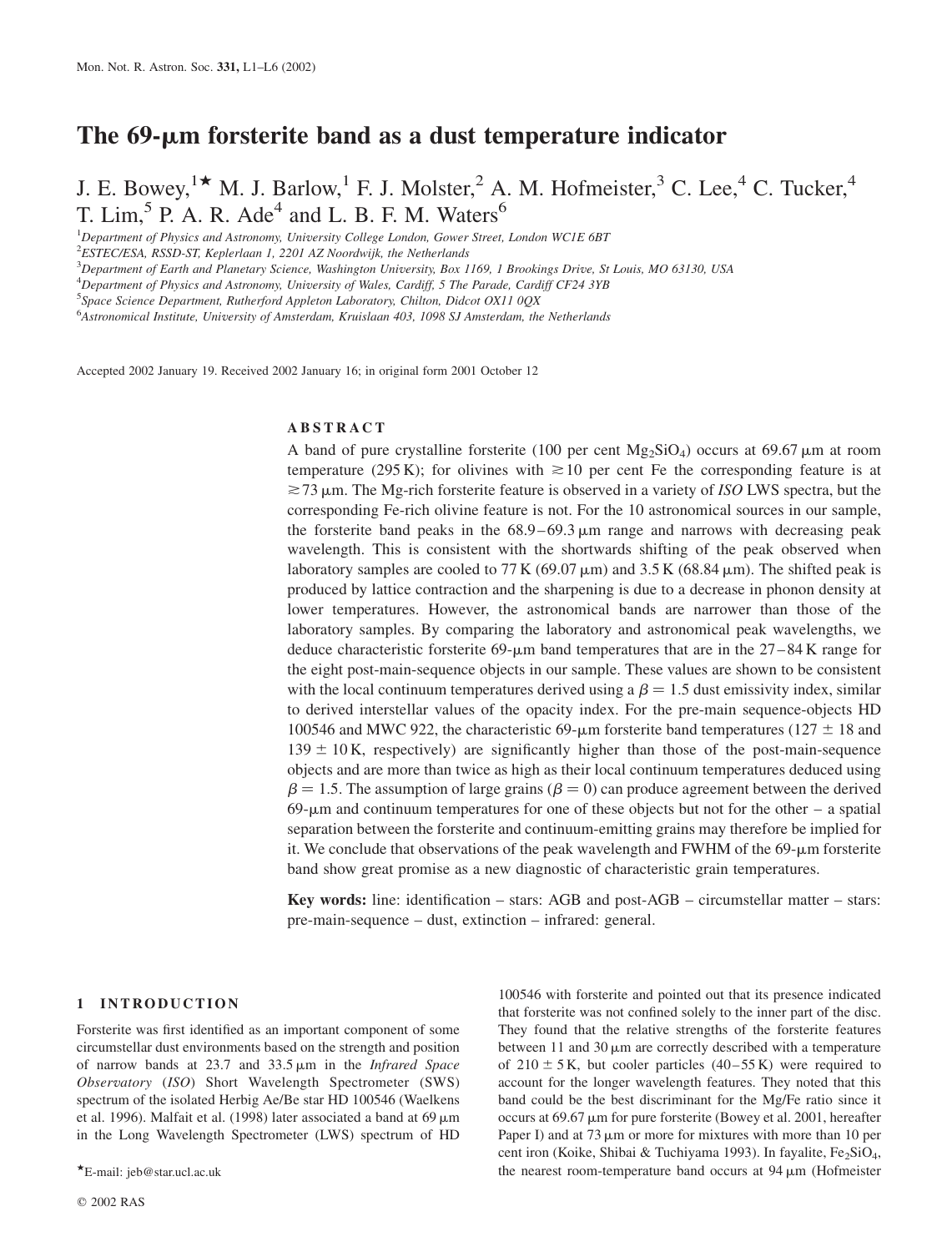# The 69-μm forsterite band as a dust temperature indicator

J. E. Bowey,[1★] M. J. Barlow,[1] F. J. Molster,[2] A. M. Hofmeister,[3] C. Lee,[4] C. Tucker,[4] T. Lim,[5] P. A. R. Ade[4] and L. B. F. M. Waters[6]

[1]Department of Physics and Astronomy, University College London, Gower Street, London WC1E 6BT
[2]ESTEC/ESA, RSSD-ST, Keplerlaan 1, 2201 AZ Noordwijk, the Netherlands
[3]Department of Earth and Planetary Science, Washington University, Box 1169, 1 Brookings Drive, St Louis, MO 63130, USA
[4]Department of Physics and Astronomy, University of Wales, Cardiff, 5 The Parade, Cardiff CF24 3YB
[5]Space Science Department, Rutherford Appleton Laboratory, Chilton, Didcot OX11 0QX
[6]Astronomical Institute, University of Amsterdam, Kruislaan 403, 1098 SJ Amsterdam, the Netherlands

Accepted 2002 January 19. Received 2002 January 16; in original form 2001 October 12

## ABSTRACT

A band of pure crystalline forsterite (100 per cent $Mg_2SiO_4$) occurs at 69.67 μm at room temperature (295 K); for olivines with $\gtrsim 10$ per cent Fe the corresponding feature is at $\gtrsim 73$ μm. The Mg-rich forsterite feature is observed in a variety of *ISO* LWS spectra, but the corresponding Fe-rich olivine feature is not. For the 10 astronomical sources in our sample, the forsterite band peaks in the 68.9–69.3 μm range and narrows with decreasing peak wavelength. This is consistent with the shortwards shifting of the peak observed when laboratory samples are cooled to 77 K (69.07 μm) and 3.5 K (68.84 μm). The shifted peak is produced by lattice contraction and the sharpening is due to a decrease in phonon density at lower temperatures. However, the astronomical bands are narrower than those of the laboratory samples. By comparing the laboratory and astronomical peak wavelengths, we deduce characteristic forsterite 69-μm band temperatures that are in the 27–84 K range for the eight post-main-sequence objects in our sample. These values are shown to be consistent with the local continuum temperatures derived using a $\beta = 1.5$ dust emissivity index, similar to derived interstellar values of the opacity index. For the pre-main sequence-objects HD 100546 and MWC 922, the characteristic 69-μm forsterite band temperatures ($127 \pm 18$ and $139 \pm 10$ K, respectively) are significantly higher than those of the post-main-sequence objects and are more than twice as high as their local continuum temperatures deduced using $\beta = 1.5$. The assumption of large grains ($\beta = 0$) can produce agreement between the derived 69-μm and continuum temperatures for one of these objects but not for the other – a spatial separation between the forsterite and continuum-emitting grains may therefore be implied for it. We conclude that observations of the peak wavelength and FWHM of the 69-μm forsterite band show great promise as a new diagnostic of characteristic grain temperatures.

**Key words:** line: identification – stars: AGB and post-AGB – circumstellar matter – stars: pre-main-sequence – dust, extinction – infrared: general.

## 1 INTRODUCTION

Forsterite was first identified as an important component of some circumstellar dust environments based on the strength and position of narrow bands at 23.7 and 33.5 μm in the *Infrared Space Observatory* (*ISO*) Short Wavelength Spectrometer (SWS) spectrum of the isolated Herbig Ae/Be star HD 100546 (Waelkens et al. 1996). Malfait et al. (1998) later associated a band at 69 μm in the Long Wavelength Spectrometer (LWS) spectrum of HD 100546 with forsterite and pointed out that its presence indicated that forsterite was not confined solely to the inner part of the disc. They found that the relative strengths of the forsterite features between 11 and 30 μm are correctly described with a temperature of $210 \pm 5$ K, but cooler particles (40–55 K) were required to account for the longer wavelength features. They noted that this band could be the best discriminant for the Mg/Fe ratio since it occurs at 69.67 μm for pure forsterite (Bowey et al. 2001, hereafter Paper I) and at 73 μm or more for mixtures with more than 10 per cent iron (Koike, Shibai & Tuchiyama 1993). In fayalite, $Fe_2SiO_4$, the nearest room-temperature band occurs at 94 μm (Hofmeister

★E-mail: jeb@star.ucl.ac.uk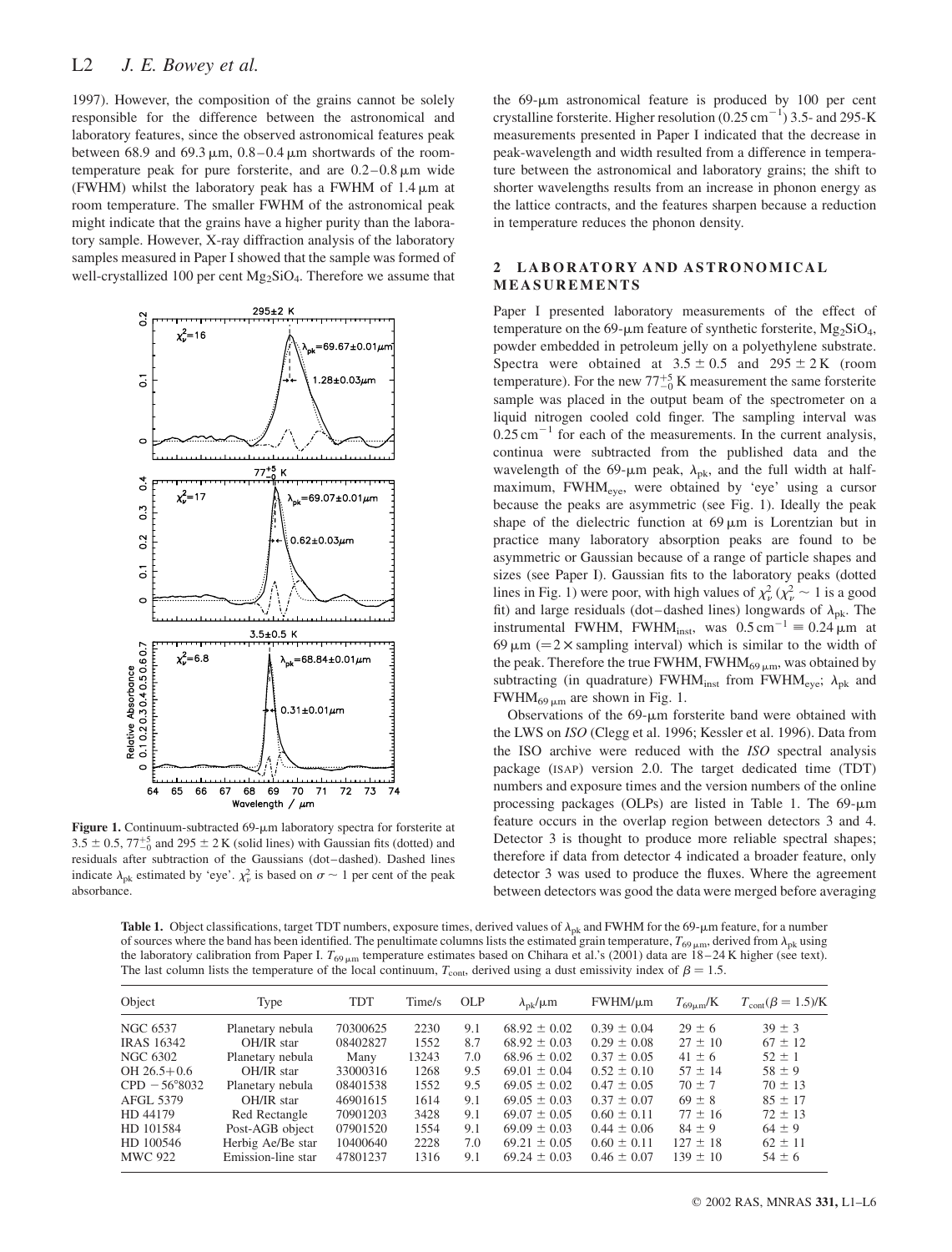1997). However, the composition of the grains cannot be solely responsible for the difference between the astronomical and laboratory features, since the observed astronomical features peak between 68.9 and 69.3 μm, 0.8–0.4 μm shortwards of the room-temperature peak for pure forsterite, and are 0.2–0.8 μm wide (FWHM) whilst the laboratory peak has a FWHM of 1.4 μm at room temperature. The smaller FWHM of the astronomical peak might indicate that the grains have a higher purity than the laboratory sample. However, X-ray diffraction analysis of the laboratory samples measured in Paper I showed that the sample was formed of well-crystallized 100 per cent $Mg_2SiO_4$. Therefore we assume that the 69-μm astronomical feature is produced by 100 per cent crystalline forsterite. Higher resolution ($0.25\,cm^{-1}$) 3.5- and 295-K measurements presented in Paper I indicated that the decrease in peak-wavelength and width resulted from a difference in temperature between the astronomical and laboratory grains; the shift to shorter wavelengths results from an increase in phonon energy as the lattice contracts, and the features sharpen because a reduction in temperature reduces the phonon density.

**Figure 1.** Continuum-subtracted 69-μm laboratory spectra for forsterite at $3.5 \pm 0.5$, $77^{+5}_{-0}$ and $295 \pm 2$ K (solid lines) with Gaussian fits (dotted) and residuals after subtraction of the Gaussians (dot–dashed). Dashed lines indicate $\lambda_{pk}$ estimated by 'eye'. $\chi^2_\nu$ is based on $\sigma \sim 1$ per cent of the peak absorbance.

## 2 LABORATORY AND ASTRONOMICAL MEASUREMENTS

Paper I presented laboratory measurements of the effect of temperature on the 69-μm feature of synthetic forsterite, $Mg_2SiO_4$, powder embedded in petroleum jelly on a polyethylene substrate. Spectra were obtained at $3.5 \pm 0.5$ and $295 \pm 2$ K (room temperature). For the new $77^{+5}_{-0}$ K measurement the same forsterite sample was placed in the output beam of the spectrometer on a liquid nitrogen cooled cold finger. The sampling interval was $0.25\,cm^{-1}$ for each of the measurements. In the current analysis, continua were subtracted from the published data and the wavelength of the 69-μm peak, $\lambda_{pk}$, and the full width at half-maximum, $FWHM_{eye}$, were obtained by 'eye' using a cursor because the peaks are asymmetric (see Fig. 1). Ideally the peak shape of the dielectric function at 69 μm is Lorentzian but in practice many laboratory absorption peaks are found to be asymmetric or Gaussian because of a range of particle shapes and sizes (see Paper I). Gaussian fits to the laboratory peaks (dotted lines in Fig. 1) were poor, with high values of $\chi^2_\nu$ ($\chi^2_\nu \sim 1$ is a good fit) and large residuals (dot–dashed lines) longwards of $\lambda_{pk}$. The instrumental FWHM, $FWHM_{inst}$, was $0.5\,cm^{-1} \equiv 0.24$ μm at 69 μm (=2 × sampling interval) which is similar to the width of the peak. Therefore the true FWHM, $FWHM_{69\,\mu m}$, was obtained by subtracting (in quadrature) $FWHM_{inst}$ from $FWHM_{eye}$; $\lambda_{pk}$ and $FWHM_{69\,\mu m}$ are shown in Fig. 1.

Observations of the 69-μm forsterite band were obtained with the LWS on *ISO* (Clegg et al. 1996; Kessler et al. 1996). Data from the ISO archive were reduced with the *ISO* spectral analysis package (ISAP) version 2.0. The target dedicated time (TDT) numbers and exposure times and the version numbers of the online processing packages (OLPs) are listed in Table 1. The 69-μm feature occurs in the overlap region between detectors 3 and 4. Detector 3 is thought to produce more reliable spectral shapes; therefore if data from detector 4 indicated a broader feature, only detector 3 was used to produce the fluxes. Where the agreement between detectors was good the data were merged before averaging

**Table 1.** Object classifications, target TDT numbers, exposure times, derived values of $\lambda_{pk}$ and FWHM for the 69-μm feature, for a number of sources where the band has been identified. The penultimate columns lists the estimated grain temperature, $T_{69\,\mu m}$, derived from $\lambda_{pk}$ using the laboratory calibration from Paper I. $T_{69\,\mu m}$ temperature estimates based on Chihara et al.'s (2001) data are 18–24 K higher (see text). The last column lists the temperature of the local continuum, $T_{cont}$, derived using a dust emissivity index of $\beta = 1.5$.

| Object | Type | TDT | Time/s | OLP | $\lambda_{pk}$/μm | FWHM/μm | $T_{69\,\mu m}$/K | $T_{cont}(\beta = 1.5)$/K |
|---|---|---|---|---|---|---|---|---|
| NGC 6537 | Planetary nebula | 70300625 | 2230 | 9.1 | 68.92 ± 0.02 | 0.39 ± 0.04 | 29 ± 6 | 39 ± 3 |
| IRAS 16342 | OH/IR star | 08402827 | 1552 | 8.7 | 68.92 ± 0.03 | 0.29 ± 0.08 | 27 ± 10 | 67 ± 12 |
| NGC 6302 | Planetary nebula | Many | 13243 | 7.0 | 68.96 ± 0.02 | 0.37 ± 0.05 | 41 ± 6 | 52 ± 1 |
| OH 26.5+0.6 | OH/IR star | 33000316 | 1268 | 9.5 | 69.01 ± 0.04 | 0.52 ± 0.10 | 57 ± 14 | 58 ± 9 |
| CPD −56°8032 | Planetary nebula | 08401538 | 1552 | 9.5 | 69.05 ± 0.02 | 0.47 ± 0.05 | 70 ± 7 | 70 ± 13 |
| AFGL 5379 | OH/IR star | 46901615 | 1614 | 9.1 | 69.05 ± 0.03 | 0.37 ± 0.07 | 69 ± 8 | 85 ± 17 |
| HD 44179 | Red Rectangle | 70901203 | 3428 | 9.1 | 69.07 ± 0.05 | 0.60 ± 0.11 | 77 ± 16 | 72 ± 13 |
| HD 101584 | Post-AGB object | 07901520 | 1554 | 9.1 | 69.09 ± 0.03 | 0.44 ± 0.06 | 84 ± 9 | 64 ± 9 |
| HD 100546 | Herbig Ae/Be star | 10400640 | 2228 | 7.0 | 69.21 ± 0.05 | 0.60 ± 0.11 | 127 ± 18 | 62 ± 11 |
| MWC 922 | Emission-line star | 47801237 | 1316 | 9.1 | 69.24 ± 0.03 | 0.46 ± 0.07 | 139 ± 10 | 54 ± 6 |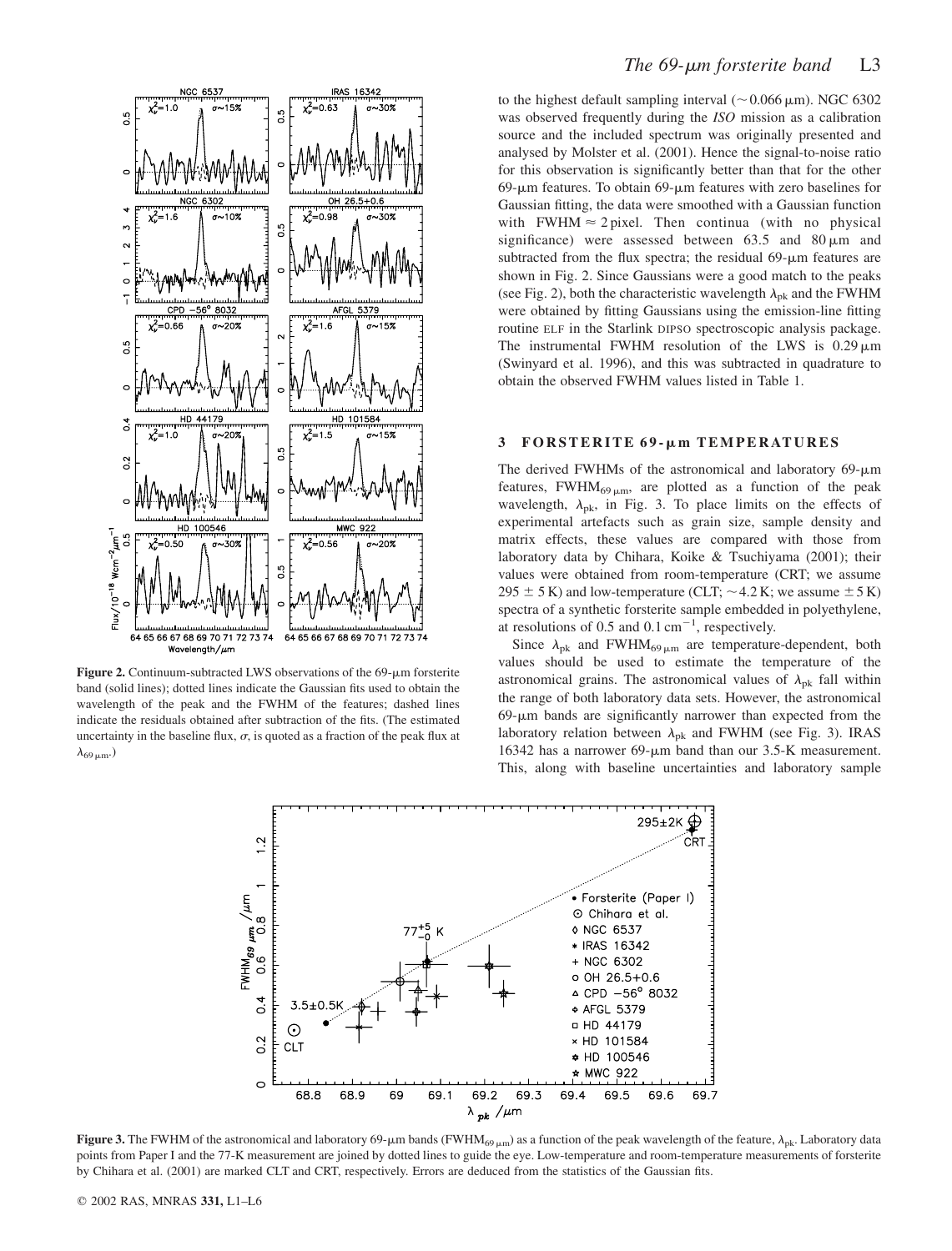**Figure 2.** Continuum-subtracted LWS observations of the 69-μm forsterite band (solid lines); dotted lines indicate the Gaussian fits used to obtain the wavelength of the peak and the FWHM of the features; dashed lines indicate the residuals obtained after subtraction of the fits. (The estimated uncertainty in the baseline flux, $\sigma$, is quoted as a fraction of the peak flux at $\lambda_{69\,\mu\mathrm{m}}$.)

to the highest default sampling interval (~0.066 μm). NGC 6302 was observed frequently during the *ISO* mission as a calibration source and the included spectrum was originally presented and analysed by Molster et al. (2001). Hence the signal-to-noise ratio for this observation is significantly better than that for the other 69-μm features. To obtain 69-μm features with zero baselines for Gaussian fitting, the data were smoothed with a Gaussian function with FWHM ≈ 2 pixel. Then continua (with no physical significance) were assessed between 63.5 and 80 μm and subtracted from the flux spectra; the residual 69-μm features are shown in Fig. 2. Since Gaussians were a good match to the peaks (see Fig. 2), both the characteristic wavelength $\lambda_{\mathrm{pk}}$ and the FWHM were obtained by fitting Gaussians using the emission-line fitting routine ELF in the Starlink DIPSO spectroscopic analysis package. The instrumental FWHM resolution of the LWS is 0.29 μm (Swinyard et al. 1996), and this was subtracted in quadrature to obtain the observed FWHM values listed in Table 1.

## 3 FORSTERITE 69-μm TEMPERATURES

The derived FWHMs of the astronomical and laboratory 69-μm features, $\mathrm{FWHM}_{69\,\mu\mathrm{m}}$, are plotted as a function of the peak wavelength, $\lambda_{\mathrm{pk}}$, in Fig. 3. To place limits on the effects of experimental artefacts such as grain size, sample density and matrix effects, these values are compared with those from laboratory data by Chihara, Koike & Tsuchiyama (2001); their values were obtained from room-temperature (CRT; we assume 295 ± 5 K) and low-temperature (CLT; ~4.2 K; we assume ±5 K) spectra of a synthetic forsterite sample embedded in polyethylene, at resolutions of 0.5 and 0.1 $\mathrm{cm}^{-1}$, respectively.

Since $\lambda_{\mathrm{pk}}$ and $\mathrm{FWHM}_{69\,\mu\mathrm{m}}$ are temperature-dependent, both values should be used to estimate the temperature of the astronomical grains. The astronomical values of $\lambda_{\mathrm{pk}}$ fall within the range of both laboratory data sets. However, the astronomical 69-μm bands are significantly narrower than expected from the laboratory relation between $\lambda_{\mathrm{pk}}$ and FWHM (see Fig. 3). IRAS 16342 has a narrower 69-μm band than our 3.5-K measurement. This, along with baseline uncertainties and laboratory sample

**Figure 3.** The FWHM of the astronomical and laboratory 69-μm bands ($\mathrm{FWHM}_{69\,\mu\mathrm{m}}$) as a function of the peak wavelength of the feature, $\lambda_{\mathrm{pk}}$. Laboratory data points from Paper I and the 77-K measurement are joined by dotted lines to guide the eye. Low-temperature and room-temperature measurements of forsterite by Chihara et al. (2001) are marked CLT and CRT, respectively. Errors are deduced from the statistics of the Gaussian fits.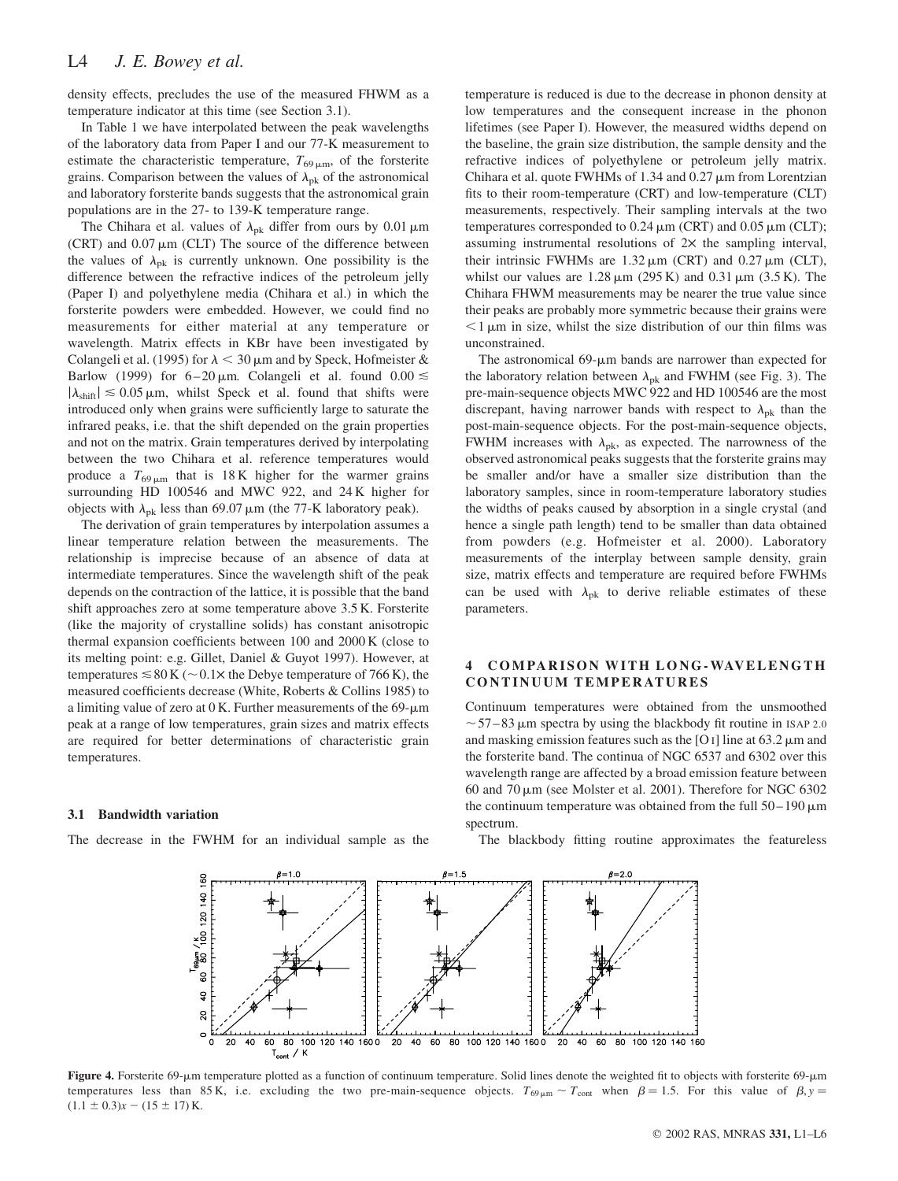density effects, precludes the use of the measured FHWM as a temperature indicator at this time (see Section 3.1).

In Table 1 we have interpolated between the peak wavelengths of the laboratory data from Paper I and our 77-K measurement to estimate the characteristic temperature, $T_{69\,\mu m}$, of the forsterite grains. Comparison between the values of $\lambda_{pk}$ of the astronomical and laboratory forsterite bands suggests that the astronomical grain populations are in the 27- to 139-K temperature range.

The Chihara et al. values of $\lambda_{pk}$ differ from ours by 0.01 μm (CRT) and 0.07 μm (CLT) The source of the difference between the values of $\lambda_{pk}$ is currently unknown. One possibility is the difference between the refractive indices of the petroleum jelly (Paper I) and polyethylene media (Chihara et al.) in which the forsterite powders were embedded. However, we could find no measurements for either material at any temperature or wavelength. Matrix effects in KBr have been investigated by Colangeli et al. (1995) for $\lambda < 30$ μm and by Speck, Hofmeister & Barlow (1999) for 6–20 μm. Colangeli et al. found $0.00 \lesssim |\lambda_{shift}| \lesssim 0.05$ μm, whilst Speck et al. found that shifts were introduced only when grains were sufficiently large to saturate the infrared peaks, i.e. that the shift depended on the grain properties and not on the matrix. Grain temperatures derived by interpolating between the two Chihara et al. reference temperatures would produce a $T_{69\,\mu m}$ that is 18 K higher for the warmer grains surrounding HD 100546 and MWC 922, and 24 K higher for objects with $\lambda_{pk}$ less than 69.07 μm (the 77-K laboratory peak).

The derivation of grain temperatures by interpolation assumes a linear temperature relation between the measurements. The relationship is imprecise because of an absence of data at intermediate temperatures. Since the wavelength shift of the peak depends on the contraction of the lattice, it is possible that the band shift approaches zero at some temperature above 3.5 K. Forsterite (like the majority of crystalline solids) has constant anisotropic thermal expansion coefficients between 100 and 2000 K (close to its melting point: e.g. Gillet, Daniel & Guyot 1997). However, at temperatures $\lesssim 80$ K ($\sim 0.1\times$ the Debye temperature of 766 K), the measured coefficients decrease (White, Roberts & Collins 1985) to a limiting value of zero at 0 K. Further measurements of the 69-μm peak at a range of low temperatures, grain sizes and matrix effects are required for better determinations of characteristic grain temperatures.

### 3.1 Bandwidth variation

The decrease in the FWHM for an individual sample as the temperature is reduced is due to the decrease in phonon density at low temperatures and the consequent increase in the phonon lifetimes (see Paper I). However, the measured widths depend on the baseline, the grain size distribution, the sample density and the refractive indices of polyethylene or petroleum jelly matrix. Chihara et al. quote FWHMs of 1.34 and 0.27 μm from Lorentzian fits to their room-temperature (CRT) and low-temperature (CLT) measurements, respectively. Their sampling intervals at the two temperatures corresponded to 0.24 μm (CRT) and 0.05 μm (CLT); assuming instrumental resolutions of 2× the sampling interval, their intrinsic FWHMs are 1.32 μm (CRT) and 0.27 μm (CLT), whilst our values are 1.28 μm (295 K) and 0.31 μm (3.5 K). The Chihara FHWM measurements may be nearer the true value since their peaks are probably more symmetric because their grains were $< 1$ μm in size, whilst the size distribution of our thin films was unconstrained.

The astronomical 69-μm bands are narrower than expected for the laboratory relation between $\lambda_{pk}$ and FWHM (see Fig. 3). The pre-main-sequence objects MWC 922 and HD 100546 are the most discrepant, having narrower bands with respect to $\lambda_{pk}$ than the post-main-sequence objects. For the post-main-sequence objects, FWHM increases with $\lambda_{pk}$, as expected. The narrowness of the observed astronomical peaks suggests that the forsterite grains may be smaller and/or have a smaller size distribution than the laboratory samples, since in room-temperature laboratory studies the widths of peaks caused by absorption in a single crystal (and hence a single path length) tend to be smaller than data obtained from powders (e.g. Hofmeister et al. 2000). Laboratory measurements of the interplay between sample density, grain size, matrix effects and temperature are required before FWHMs can be used with $\lambda_{pk}$ to derive reliable estimates of these parameters.

## 4 COMPARISON WITH LONG-WAVELENGTH CONTINUUM TEMPERATURES

Continuum temperatures were obtained from the unsmoothed ~57–83 μm spectra by using the blackbody fit routine in ISAP 2.0 and masking emission features such as the [O I] line at 63.2 μm and the forsterite band. The continua of NGC 6537 and 6302 over this wavelength range are affected by a broad emission feature between 60 and 70 μm (see Molster et al. 2001). Therefore for NGC 6302 the continuum temperature was obtained from the full 50–190 μm spectrum.

The blackbody fitting routine approximates the featureless

**Figure 4.** Forsterite 69-μm temperature plotted as a function of continuum temperature. Solid lines denote the weighted fit to objects with forsterite 69-μm temperatures less than 85 K, i.e. excluding the two pre-main-sequence objects. $T_{69\,\mu m} \sim T_{cont}$ when $\beta = 1.5$. For this value of $\beta$, $y = (1.1 \pm 0.3)x - (15 \pm 17)$ K.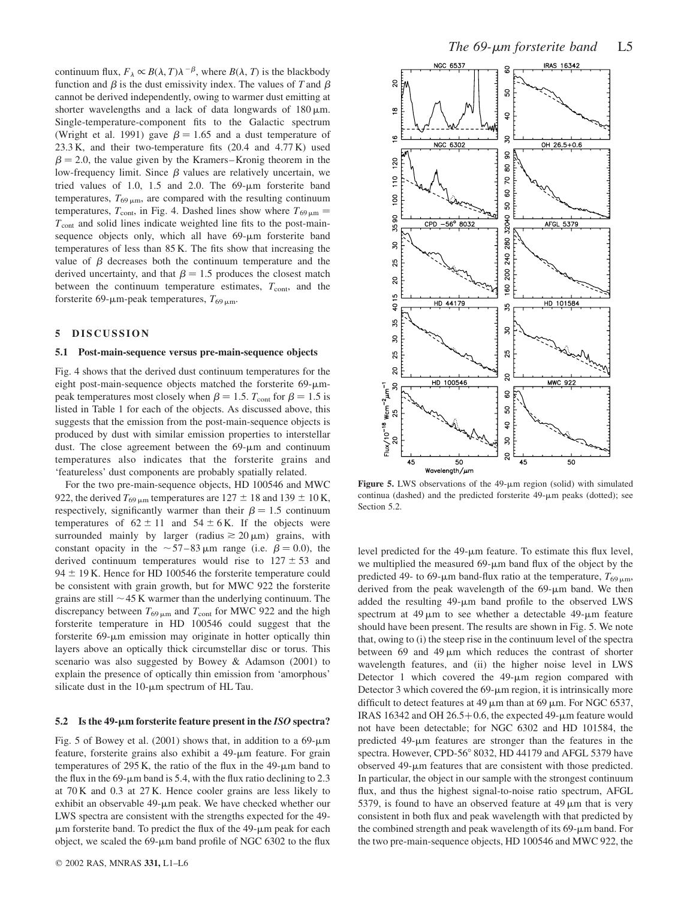continuum flux, $F_\lambda \propto B(\lambda, T)\lambda^{-\beta}$, where $B(\lambda, T)$ is the blackbody function and $\beta$ is the dust emissivity index. The values of $T$ and $\beta$ cannot be derived independently, owing to warmer dust emitting at shorter wavelengths and a lack of data longwards of 180 μm. Single-temperature-component fits to the Galactic spectrum (Wright et al. 1991) gave $\beta = 1.65$ and a dust temperature of 23.3 K, and their two-temperature fits (20.4 and 4.77 K) used $\beta = 2.0$, the value given by the Kramers–Kronig theorem in the low-frequency limit. Since $\beta$ values are relatively uncertain, we tried values of 1.0, 1.5 and 2.0. The 69-μm forsterite band temperatures, $T_{69\,\mu m}$, are compared with the resulting continuum temperatures, $T_{cont}$, in Fig. 4. Dashed lines show where $T_{69\,\mu m} = T_{cont}$ and solid lines indicate weighted line fits to the post-main-sequence objects only, which all have 69-μm forsterite band temperatures of less than 85 K. The fits show that increasing the value of $\beta$ decreases both the continuum temperature and the derived uncertainty, and that $\beta = 1.5$ produces the closest match between the continuum temperature estimates, $T_{cont}$, and the forsterite 69-μm-peak temperatures, $T_{69\,\mu m}$.

## 5 DISCUSSION

### 5.1 Post-main-sequence versus pre-main-sequence objects

Fig. 4 shows that the derived dust continuum temperatures for the eight post-main-sequence objects matched the forsterite 69-μm-peak temperatures most closely when $\beta = 1.5$. $T_{cont}$ for $\beta = 1.5$ is listed in Table 1 for each of the objects. As discussed above, this suggests that the emission from the post-main-sequence objects is produced by dust with similar emission properties to interstellar dust. The close agreement between the 69-μm and continuum temperatures also indicates that the forsterite grains and 'featureless' dust components are probably spatially related.

For the two pre-main-sequence objects, HD 100546 and MWC 922, the derived $T_{69\,\mu m}$ temperatures are $127 \pm 18$ and $139 \pm 10$ K, respectively, significantly warmer than their $\beta = 1.5$ continuum temperatures of $62 \pm 11$ and $54 \pm 6$ K. If the objects were surrounded mainly by larger (radius $\gtrsim 20$ μm) grains, with constant opacity in the ~57–83 μm range (i.e. $\beta = 0.0$), the derived continuum temperatures would rise to $127 \pm 53$ and $94 \pm 19$ K. Hence for HD 100546 the forsterite temperature could be consistent with grain growth, but for MWC 922 the forsterite grains are still ~45 K warmer than the underlying continuum. The discrepancy between $T_{69\,\mu m}$ and $T_{cont}$ for MWC 922 and the high forsterite temperature in HD 100546 could suggest that the forsterite 69-μm emission may originate in hotter optically thin layers above an optically thick circumstellar disc or torus. This scenario was also suggested by Bowey & Adamson (2001) to explain the presence of optically thin emission from 'amorphous' silicate dust in the 10-μm spectrum of HL Tau.

### 5.2 Is the 49-μm forsterite feature present in the *ISO* spectra?

Fig. 5 of Bowey et al. (2001) shows that, in addition to a 69-μm feature, forsterite grains also exhibit a 49-μm feature. For grain temperatures of 295 K, the ratio of the flux in the 49-μm band to the flux in the 69-μm band is 5.4, with the flux ratio declining to 2.3 at 70 K and 0.3 at 27 K. Hence cooler grains are less likely to exhibit an observable 49-μm peak. We have checked whether our LWS spectra are consistent with the strengths expected for the 49-μm forsterite band. To predict the flux of the 49-μm peak for each object, we scaled the 69-μm band profile of NGC 6302 to the flux level predicted for the 49-μm feature. To estimate this flux level, we multiplied the measured 69-μm band flux of the object by the predicted 49- to 69-μm band-flux ratio at the temperature, $T_{69\,\mu m}$, derived from the peak wavelength of the 69-μm band. We then added the resulting 49-μm band profile to the observed LWS spectrum at 49 μm to see whether a detectable 49-μm feature should have been present. The results are shown in Fig. 5. We note that, owing to (i) the steep rise in the continuum level of the spectra between 69 and 49 μm which reduces the contrast of shorter wavelength features, and (ii) the higher noise level in LWS Detector 1 which covered the 49-μm region compared with Detector 3 which covered the 69-μm region, it is intrinsically more difficult to detect features at 49 μm than at 69 μm. For NGC 6537, IRAS 16342 and OH 26.5+0.6, the expected 49-μm feature would not have been detectable; for NGC 6302 and HD 101584, the predicted 49-μm features are stronger than the features in the spectra. However, CPD-56° 8032, HD 44179 and AFGL 5379 have observed 49-μm features that are consistent with those predicted. In particular, the object in our sample with the strongest continuum flux, and thus the highest signal-to-noise ratio spectrum, AFGL 5379, is found to have an observed feature at 49 μm that is very consistent in both flux and peak wavelength with that predicted by the combined strength and peak wavelength of its 69-μm band. For the two pre-main-sequence objects, HD 100546 and MWC 922, the

**Figure 5.** LWS observations of the 49-μm region (solid) with simulated continua (dashed) and the predicted forsterite 49-μm peaks (dotted); see Section 5.2.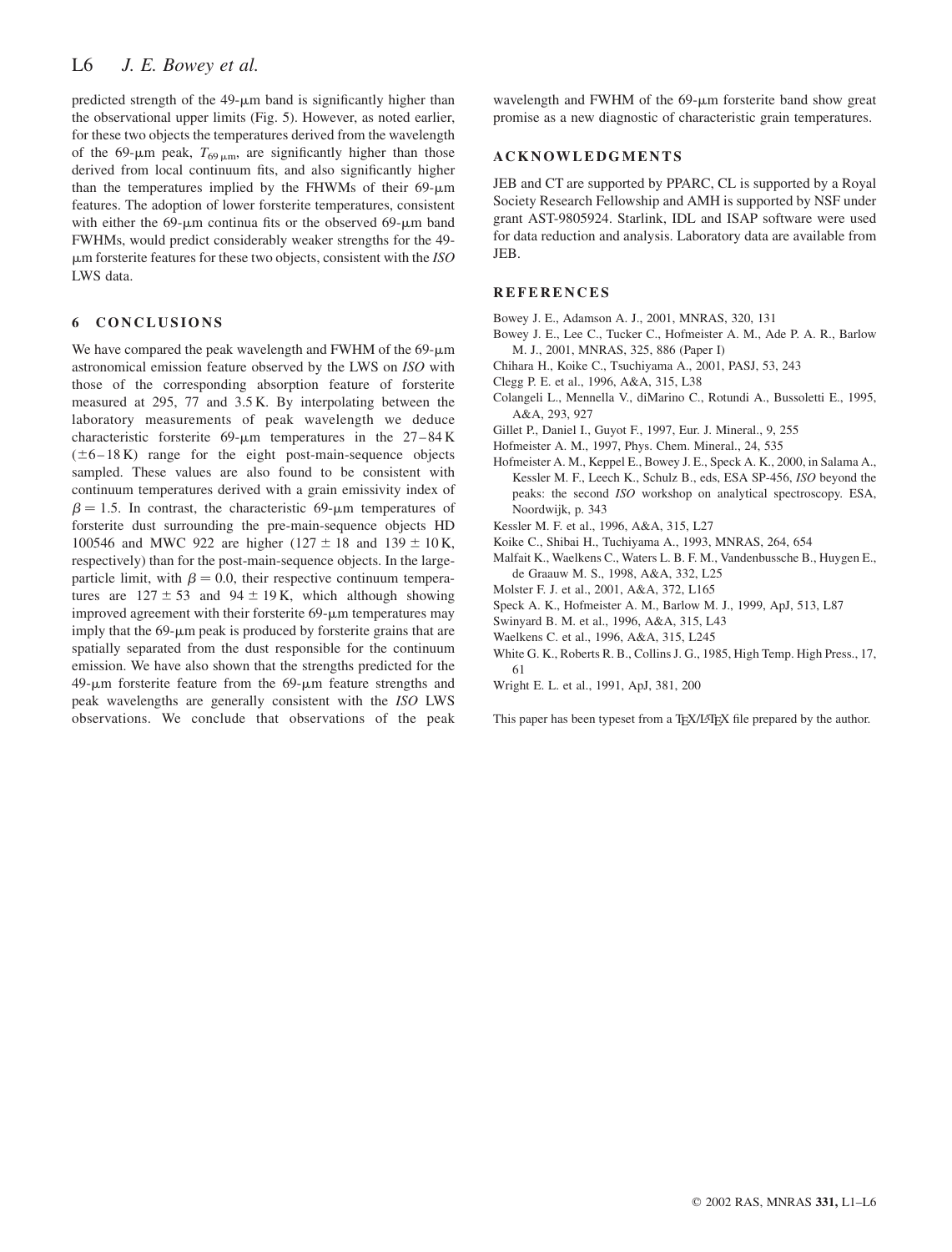predicted strength of the 49-μm band is significantly higher than the observational upper limits (Fig. 5). However, as noted earlier, for these two objects the temperatures derived from the wavelength of the 69-μm peak, $T_{69\,\mu m}$, are significantly higher than those derived from local continuum fits, and also significantly higher than the temperatures implied by the FHWMs of their 69-μm features. The adoption of lower forsterite temperatures, consistent with either the 69-μm continua fits or the observed 69-μm band FWHMs, would predict considerably weaker strengths for the 49-μm forsterite features for these two objects, consistent with the *ISO* LWS data.

## 6 CONCLUSIONS

We have compared the peak wavelength and FWHM of the 69-μm astronomical emission feature observed by the LWS on *ISO* with those of the corresponding absorption feature of forsterite measured at 295, 77 and 3.5 K. By interpolating between the laboratory measurements of peak wavelength we deduce characteristic forsterite 69-μm temperatures in the 27–84 K (±6–18 K) range for the eight post-main-sequence objects sampled. These values are also found to be consistent with continuum temperatures derived with a grain emissivity index of $\beta = 1.5$. In contrast, the characteristic 69-μm temperatures of forsterite dust surrounding the pre-main-sequence objects HD 100546 and MWC 922 are higher (127 ± 18 and 139 ± 10 K, respectively) than for the post-main-sequence objects. In the large-particle limit, with $\beta = 0.0$, their respective continuum temperatures are 127 ± 53 and 94 ± 19 K, which although showing improved agreement with their forsterite 69-μm temperatures may imply that the 69-μm peak is produced by forsterite grains that are spatially separated from the dust responsible for the continuum emission. We have also shown that the strengths predicted for the 49-μm forsterite feature from the 69-μm feature strengths and peak wavelengths are generally consistent with the *ISO* LWS observations. We conclude that observations of the peak wavelength and FWHM of the 69-μm forsterite band show great promise as a new diagnostic of characteristic grain temperatures.

## ACKNOWLEDGMENTS

JEB and CT are supported by PPARC, CL is supported by a Royal Society Research Fellowship and AMH is supported by NSF under grant AST-9805924. Starlink, IDL and ISAP software were used for data reduction and analysis. Laboratory data are available from JEB.

## REFERENCES

Bowey J. E., Adamson A. J., 2001, MNRAS, 320, 131

Bowey J. E., Lee C., Tucker C., Hofmeister A. M., Ade P. A. R., Barlow M. J., 2001, MNRAS, 325, 886 (Paper I)

Chihara H., Koike C., Tsuchiyama A., 2001, PASJ, 53, 243

Clegg P. E. et al., 1996, A&A, 315, L38

Colangeli L., Mennella V., diMarino C., Rotundi A., Bussoletti E., 1995, A&A, 293, 927

Gillet P., Daniel I., Guyot F., 1997, Eur. J. Mineral., 9, 255

Hofmeister A. M., 1997, Phys. Chem. Mineral., 24, 535

Hofmeister A. M., Keppel E., Bowey J. E., Speck A. K., 2000, in Salama A., Kessler M. F., Leech K., Schulz B., eds, ESA SP-456, *ISO* beyond the peaks: the second *ISO* workshop on analytical spectroscopy. ESA, Noordwijk, p. 343

Kessler M. F. et al., 1996, A&A, 315, L27

Koike C., Shibai H., Tuchiyama A., 1993, MNRAS, 264, 654

Malfait K., Waelkens C., Waters L. B. F. M., Vandenbussche B., Huygen E., de Graauw M. S., 1998, A&A, 332, L25

Molster F. J. et al., 2001, A&A, 372, L165

Speck A. K., Hofmeister A. M., Barlow M. J., 1999, ApJ, 513, L87

Swinyard B. M. et al., 1996, A&A, 315, L43

Waelkens C. et al., 1996, A&A, 315, L245

White G. K., Roberts R. B., Collins J. G., 1985, High Temp. High Press., 17, 61

Wright E. L. et al., 1991, ApJ, 381, 200

This paper has been typeset from a TEX/LATEX file prepared by the author.